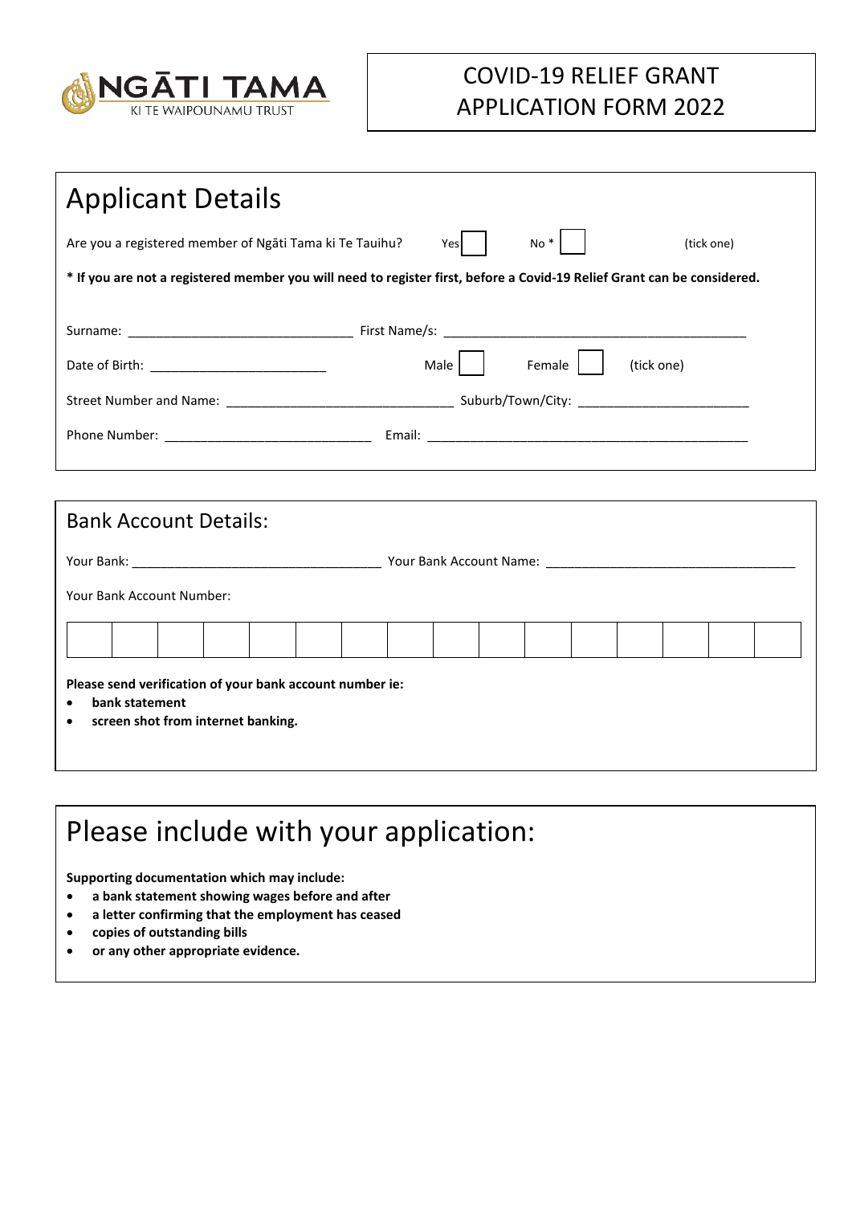**NGĀTI TAMA**
KI TE WAIPOUNAMU TRUST

# COVID-19 RELIEF GRANT APPLICATION FORM 2022

## Applicant Details

Are you a registered member of Ngāti Tama ki Te Tauihu? Yes ☐ No * ☐ (tick one)

**\* If you are not a registered member you will need to register first, before a Covid-19 Relief Grant can be considered.**

Surname: ______________________________ First Name/s: ________________________________________

Date of Birth: _______________________ Male ☐ Female ☐ (tick one)

Street Number and Name: ______________________________ Suburb/Town/City: _______________________

Phone Number: ____________________________ Email: ____________________________________________

## Bank Account Details:

Your Bank: _________________________________ Your Bank Account Name: _________________________________

Your Bank Account Number:

| | | | | | | | | | | | | | | | |
|---|---|---|---|---|---|---|---|---|---|---|---|---|---|---|---|
| | | | | | | | | | | | | | | | |

**Please send verification of your bank account number ie:**

- **bank statement**
- **screen shot from internet banking.**

## Please include with your application:

**Supporting documentation which may include:**

- **a bank statement showing wages before and after**
- **a letter confirming that the employment has ceased**
- **copies of outstanding bills**
- **or any other appropriate evidence.**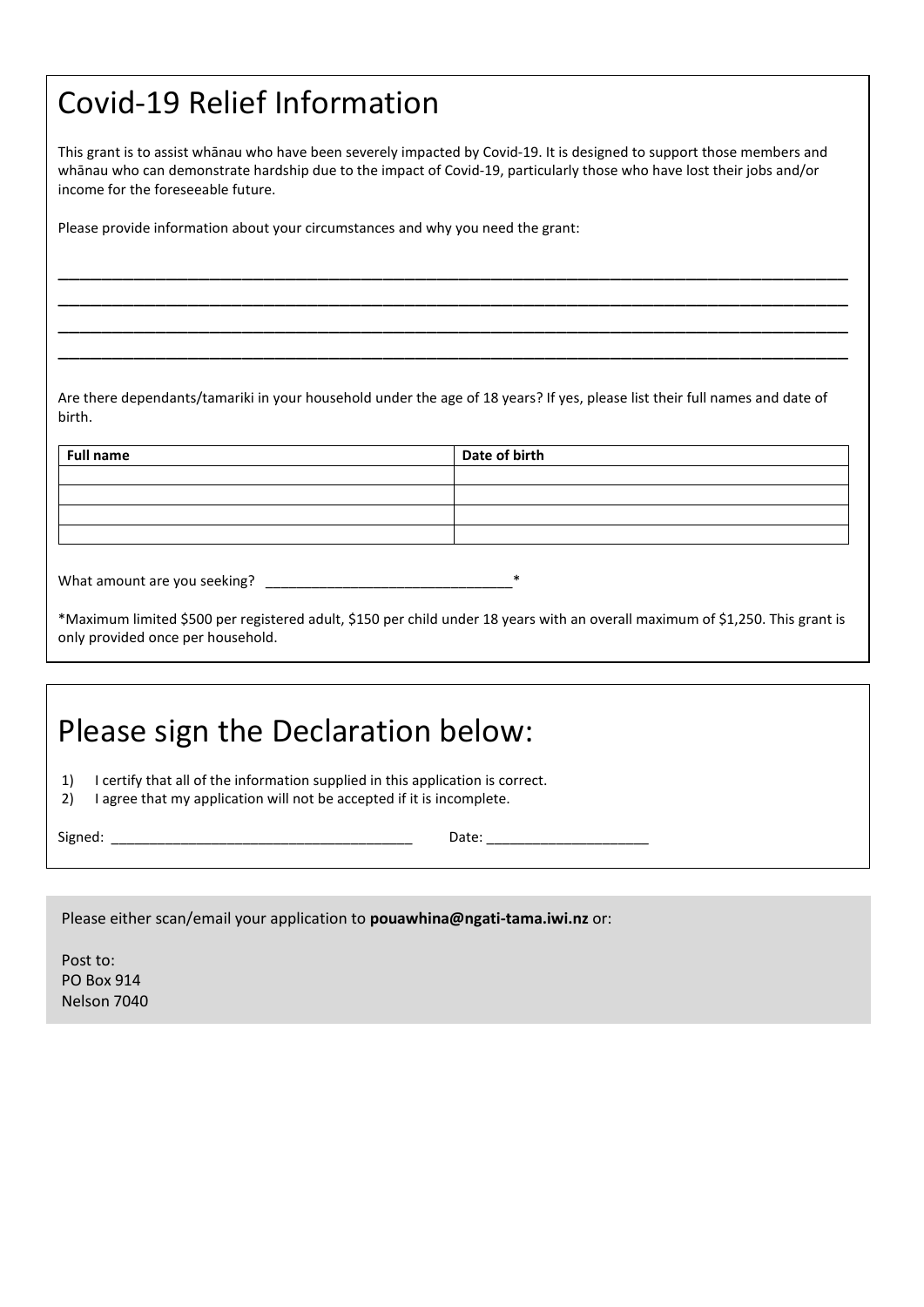# Covid-19 Relief Information

This grant is to assist whānau who have been severely impacted by Covid-19. It is designed to support those members and whānau who can demonstrate hardship due to the impact of Covid-19, particularly those who have lost their jobs and/or income for the foreseeable future.

Please provide information about your circumstances and why you need the grant:

_______________________________________________________________________________________________

_______________________________________________________________________________________________

_______________________________________________________________________________________________

_______________________________________________________________________________________________

Are there dependants/tamariki in your household under the age of 18 years? If yes, please list their full names and date of birth.

| **Full name** | **Date of birth** |
|---|---|
| | |
| | |
| | |
| | |

What amount are you seeking? _______________________________*

*Maximum limited $500 per registered adult, $150 per child under 18 years with an overall maximum of $1,250. This grant is only provided once per household.

# Please sign the Declaration below:

1) I certify that all of the information supplied in this application is correct.
2) I agree that my application will not be accepted if it is incomplete.

Signed: ______________________________________ Date: ____________________

Please either scan/email your application to **pouawhina@ngati-tama.iwi.nz** or:

Post to:
PO Box 914
Nelson 7040